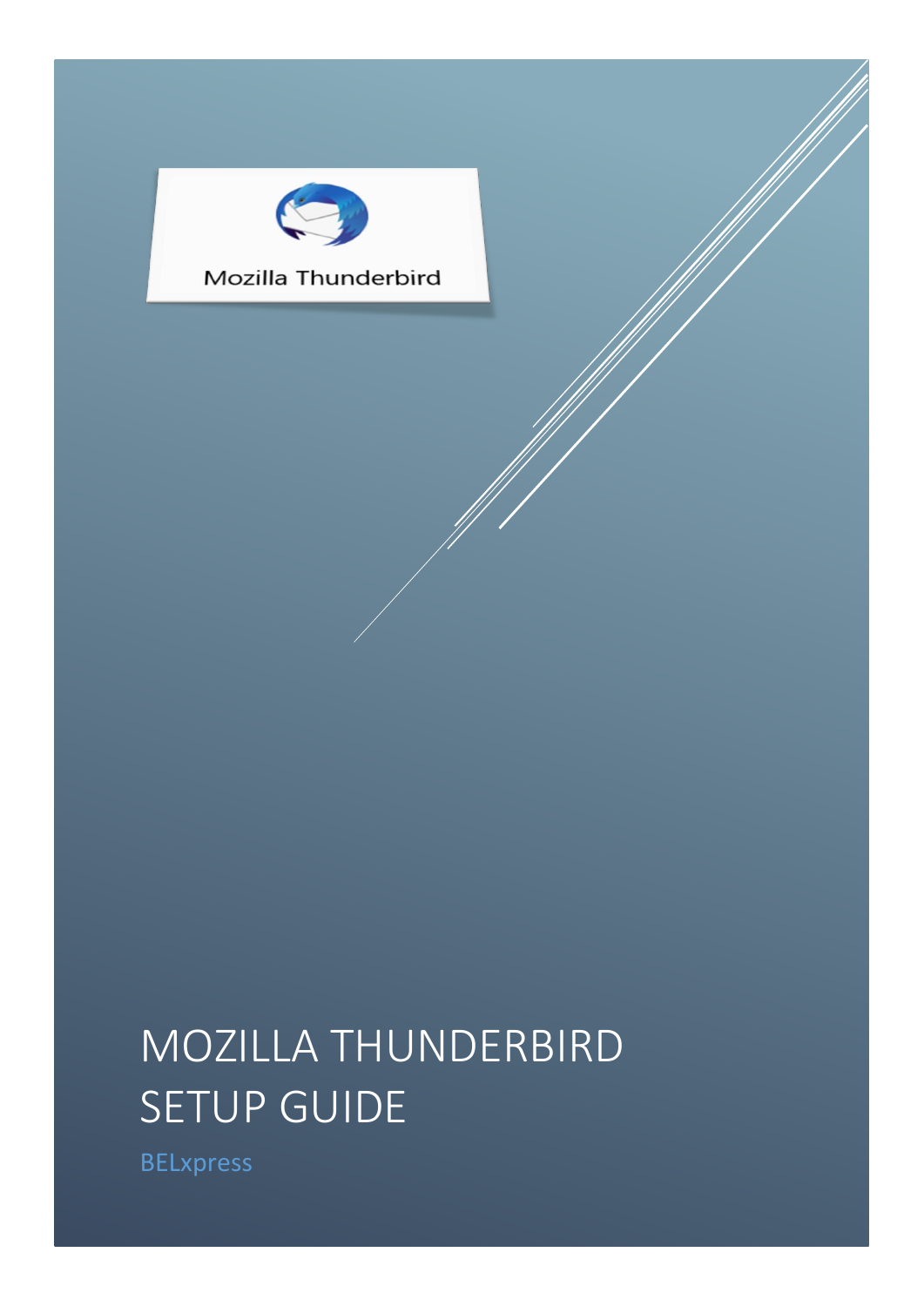Mozilla Thunderbird

# MOZILLA THUNDERBIRD SETUP GUIDE

BELxpress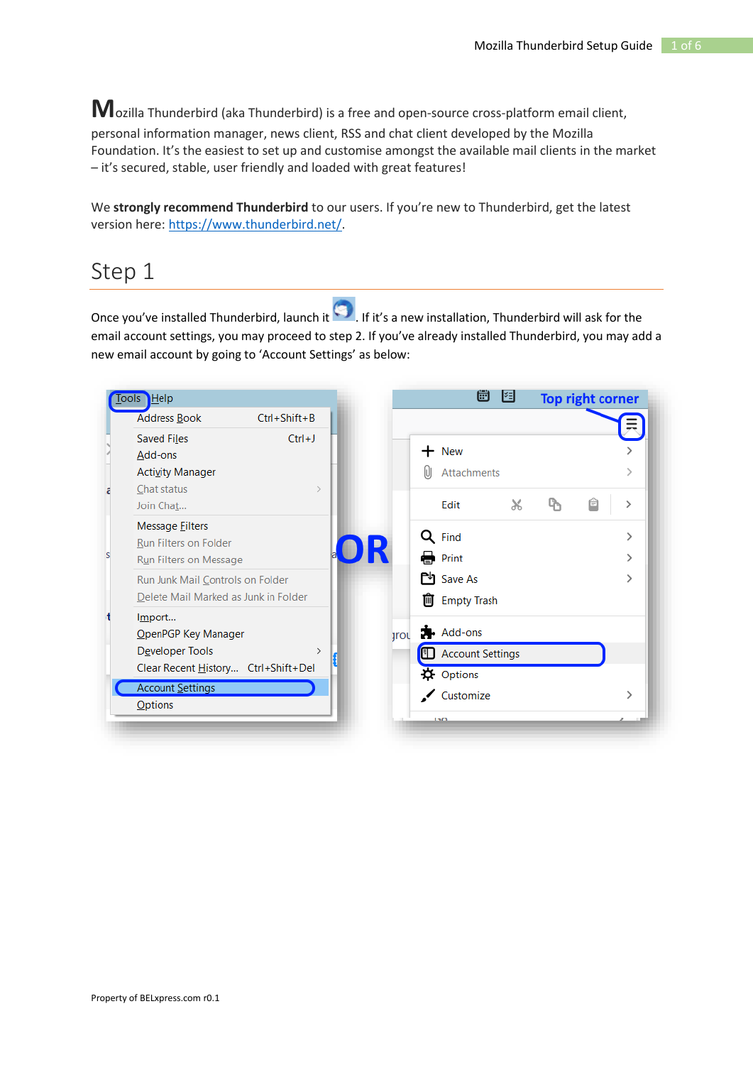Mozilla Thunderbird (aka Thunderbird) is a free and open-source cross-platform email client, personal information manager, news client, RSS and chat client developed by the Mozilla Foundation. It's the easiest to set up and customise amongst the available mail clients in the market – it's secured, stable, user friendly and loaded with great features!

We **strongly recommend Thunderbird** to our users. If you're new to Thunderbird, get the latest version here: https://www.thunderbird.net/.

# Step 1

Once you've installed Thunderbird, launch it. If it's a new installation, Thunderbird will ask for the email account settings, you may proceed to step 2. If you've already installed Thunderbird, you may add a new email account by going to 'Account Settings' as below:

Property of BELxpress.com r0.1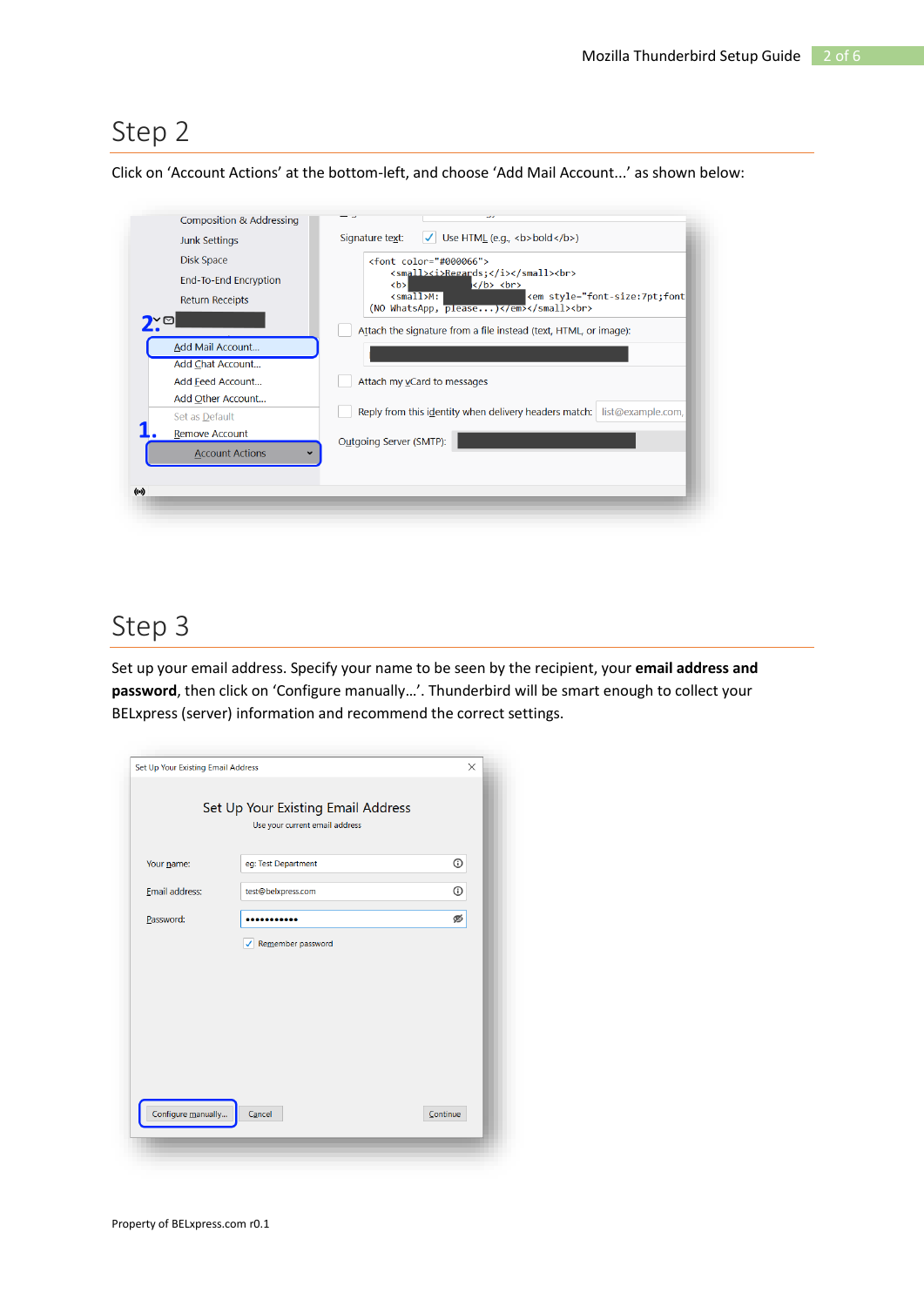# Step 2

Click on ‘Account Actions’ at the bottom-left, and choose ‘Add Mail Account...’ as shown below:

# Step 3

Set up your email address. Specify your name to be seen by the recipient, your **email address and password**, then click on ‘Configure manually…’. Thunderbird will be smart enough to collect your BELxpress (server) information and recommend the correct settings.

Property of BELxpress.com r0.1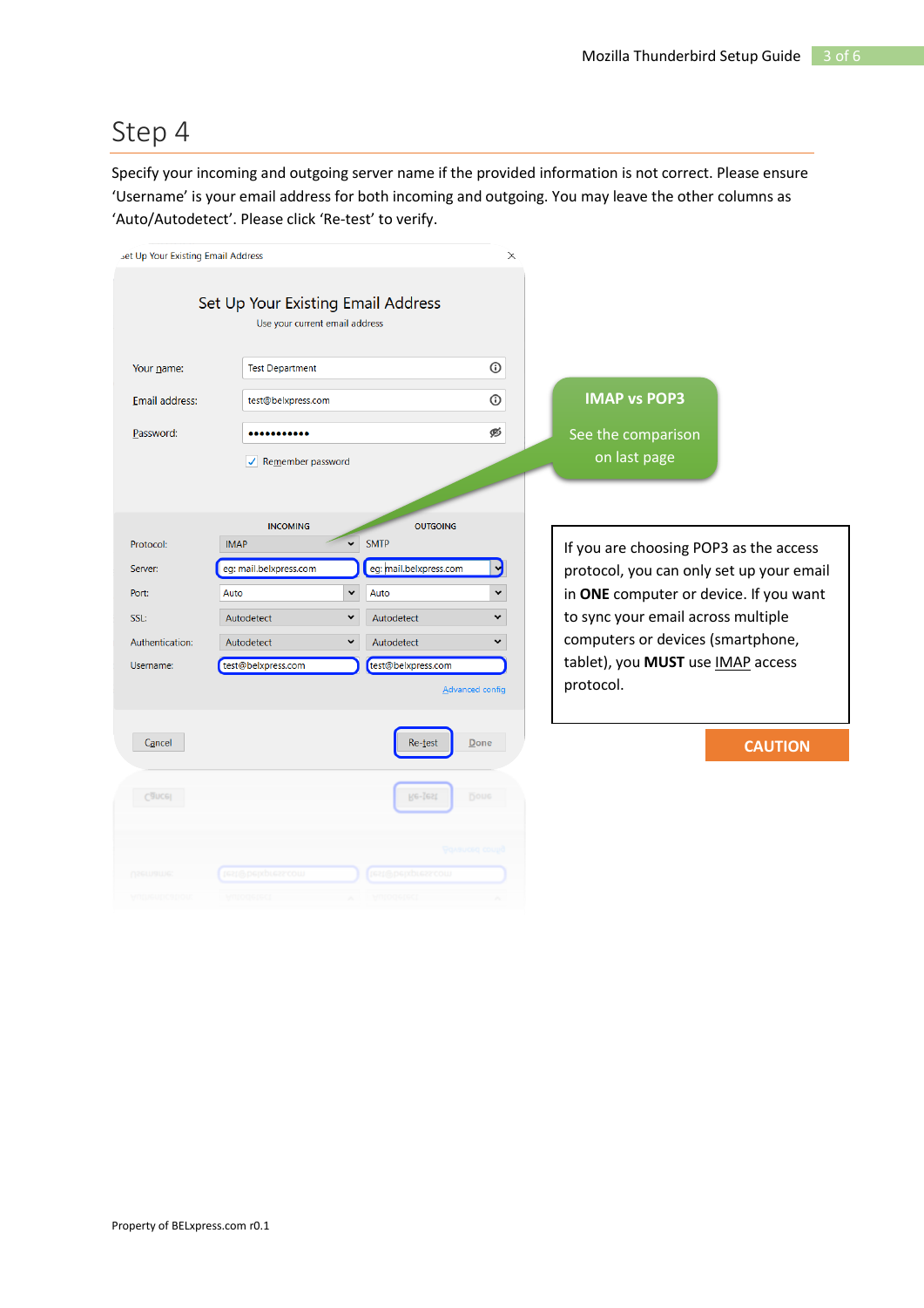# Step 4

Specify your incoming and outgoing server name if the provided information is not correct. Please ensure 'Username' is your email address for both incoming and outgoing. You may leave the other columns as 'Auto/Autodetect'. Please click 'Re-test' to verify.

Set Up Your Existing Email Address

## Set Up Your Existing Email Address

Use your current email address

Your name: Test Department

Email address: test@belxpress.com

Password: •••••••••••

☑ Remember password

| | INCOMING | OUTGOING |
|---|---|---|
| Protocol: | IMAP | SMTP |
| Server: | eg: mail.belxpress.com | eg: mail.belxpress.com |
| Port: | Auto | Auto |
| SSL: | Autodetect | Autodetect |
| Authentication: | Autodetect | Autodetect |
| Username: | test@belxpress.com | test@belxpress.com |

Advanced config

Cancel    Re-test    Done

**IMAP vs POP3**

See the comparison on last page

If you are choosing POP3 as the access protocol, you can only set up your email in **ONE** computer or device. If you want to sync your email across multiple computers or devices (smartphone, tablet), you **MUST** use IMAP access protocol.

**CAUTION**

Property of BELxpress.com r0.1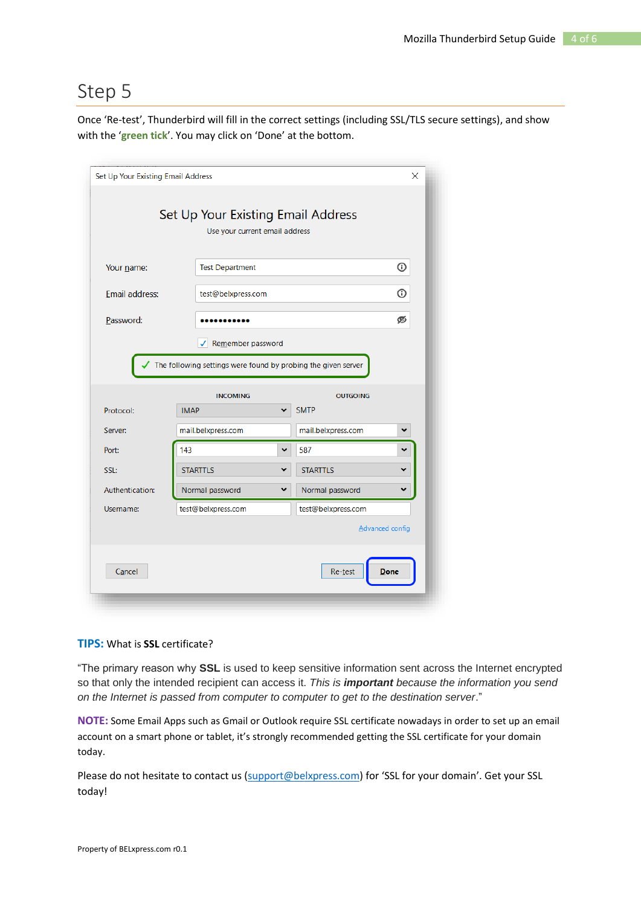# Step 5

Once 'Re-test', Thunderbird will fill in the correct settings (including SSL/TLS secure settings), and show with the '**green tick**'. You may click on 'Done' at the bottom.

**TIPS:** What is **SSL** certificate?

"The primary reason why **SSL** is used to keep sensitive information sent across the Internet encrypted so that only the intended recipient can access it. *This is* ***important*** *because the information you send on the Internet is passed from computer to computer to get to the destination server*."

**NOTE:** Some Email Apps such as Gmail or Outlook require SSL certificate nowadays in order to set up an email account on a smart phone or tablet, it's strongly recommended getting the SSL certificate for your domain today.

Please do not hesitate to contact us (support@belxpress.com) for 'SSL for your domain'. Get your SSL today!

Property of BELxpress.com r0.1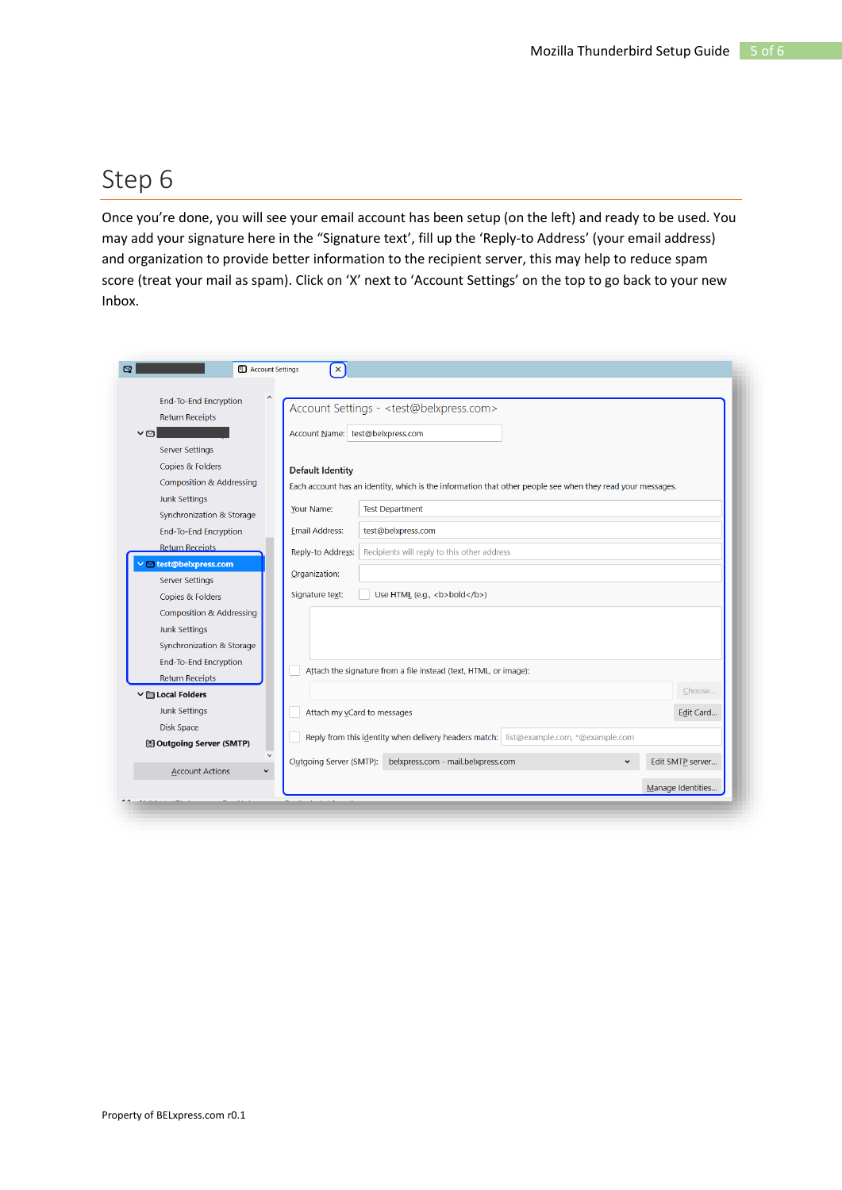# Step 6

Once you're done, you will see your email account has been setup (on the left) and ready to be used. You may add your signature here in the "Signature text', fill up the 'Reply-to Address' (your email address) and organization to provide better information to the recipient server, this may help to reduce spam score (treat your mail as spam). Click on 'X' next to 'Account Settings' on the top to go back to your new Inbox.

Property of BELxpress.com r0.1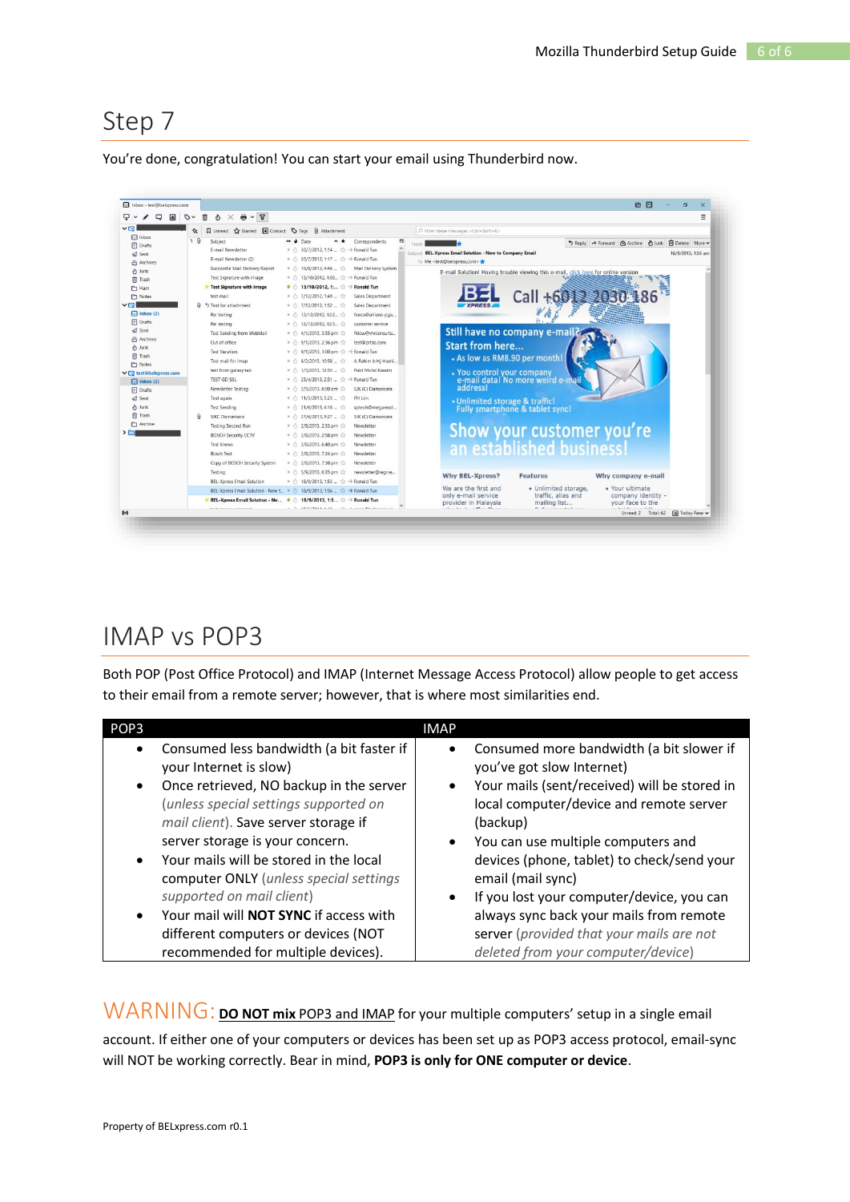## Step 7

You're done, congratulation! You can start your email using Thunderbird now.

## IMAP vs POP3

Both POP (Post Office Protocol) and IMAP (Internet Message Access Protocol) allow people to get access to their email from a remote server; however, that is where most similarities end.

| POP3 | IMAP |
| --- | --- |
| • Consumed less bandwidth (a bit faster if your Internet is slow)<br>• Once retrieved, NO backup in the server (*unless special settings supported on mail client*). Save server storage if server storage is your concern.<br>• Your mails will be stored in the local computer ONLY (*unless special settings supported on mail client*)<br>• Your mail will **NOT SYNC** if access with different computers or devices (NOT recommended for multiple devices). | • Consumed more bandwidth (a bit slower if you've got slow Internet)<br>• Your mails (sent/received) will be stored in local computer/device and remote server (backup)<br>• You can use multiple computers and devices (phone, tablet) to check/send your email (mail sync)<br>• If you lost your computer/device, you can always sync back your mails from remote server (*provided that your mails are not deleted from your computer/device*) |

WARNING: <u>**DO NOT mix** POP3 and IMAP</u> for your multiple computers' setup in a single email account. If either one of your computers or devices has been set up as POP3 access protocol, email-sync will NOT be working correctly. Bear in mind, **POP3 is only for ONE computer or device**.

Property of BELxpress.com r0.1